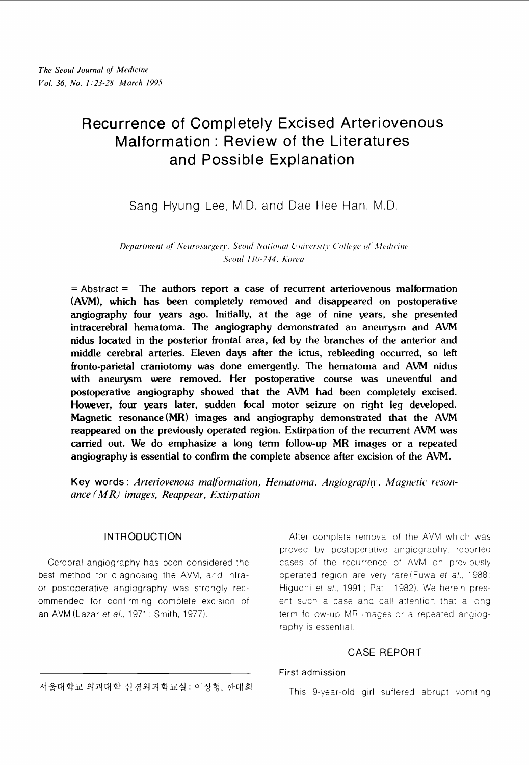# Recurrence of Completely Excised Arteriovenous Malformation : Review of the Literatures and Possible Explanation

Sang Hyung Lee, M.D. and Dae Hee Han, M.D.

*Department of Neurosurgery, Seoul National University College of Medicine Seoul 110-744, Korea*

= Abstract = **The authors report a case of recurrent arteriovenous malformation (AVM), which has been completely removed and disappeared on postoperative angiography four years ago. Initially, at the age of nine years, she presented intracerebral hematoma. The angiography demonstrated an aneurysm and AVM nidus located in the posterior frontal area, fed by the branches of the anterior and middle cerebral arteries. Eleven days after the ictus, rebleeding occurred, so left fronto-parietal craniotomy was done emergently. The hematoma and AVM nidus with aneurysm were removed. Her postoperative course was uneventful and postoperative angiography showed that the AVM had been completely excised. However, four years later, sudden focal motor seizure on right leg developed. Magnetic resonance (MR) images and angiography demonstrated that the AVM reappeared on the previously operated region. Extirpation of the recurrent AVM was carried out. We do emphasize a long term follow-up MR images or a repeated angiography is essential to confirm the complete absence after excision of the AVM.**

**Key words**: *Arteriovenous malformation, Hematoma, Angiography, Magnetic resonance (MR) images, Reappear, Extirpation*

## INTRODUCTION

Cerebral angiography has been considered the best method for diagnosing the AVM, and intra- or postoperative angiography was strongly recommended for confirming complete excision of an AVM (Lazar *et al.*, 1971 ; Smith, 1977).

After complete removal of the AVM which was proved by postoperative angiography, reported cases of the recurrence of AVM on previously operated region are very rare (Fuwa *et al.*, 1988 ; Higuchi *et al.*, 1991 ; Patil, 1982). We herein present such a case and call attention that a long term follow-up MR images or a repeated angiography is essential.

## CASE REPORT

### First admission

This 9-year-old girl suffered abrupt vomiting

서울대학교 의과대학 신경외과학교실 : 이상형, 한대희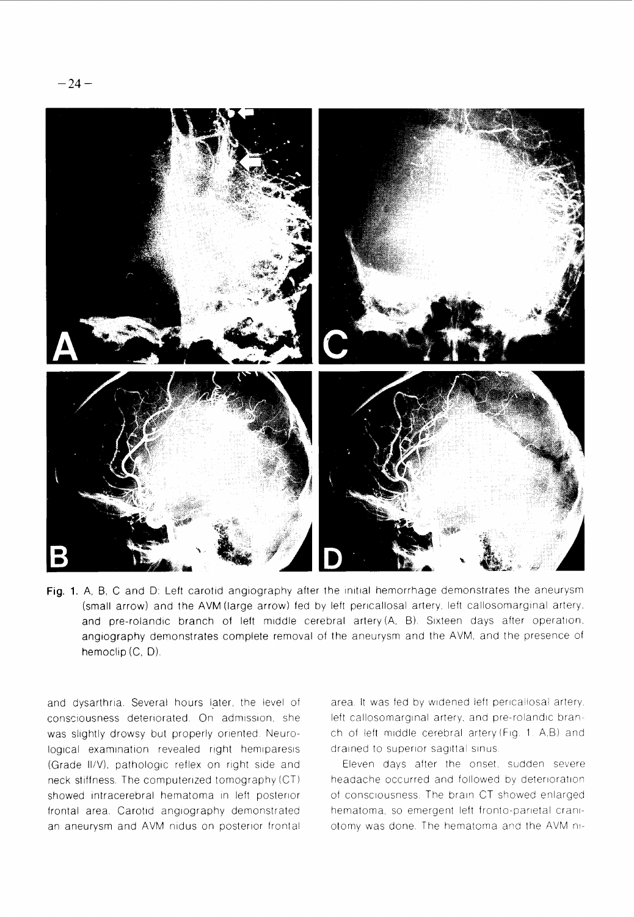Fig. 1. A, B, C and D: Left carotid angiography after the initial hemorrhage demonstrates the aneurysm (small arrow) and the AVM (large arrow) fed by left pericallosal artery, left callosomarginal artery, and pre-rolandic branch of left middle cerebral artery (A, B). Sixteen days after operation, angiography demonstrates complete removal of the aneurysm and the AVM, and the presence of hemoclip (C, D).

and dysarthria. Several hours later, the level of consciousness deteriorated. On admission, she was slightly drowsy but properly oriented. Neurological examination revealed right hemiparesis (Grade II/V), pathologic reflex on right side and neck stiffness. The computerized tomography (CT) showed intracerebral hematoma in left posterior frontal area. Carotid angiography demonstrated an aneurysm and AVM nidus on posterior frontal area. It was fed by widened left pericallosal artery, left callosomarginal artery, and pre-rolandic branch of left middle cerebral artery (Fig. 1. A,B) and drained to superior sagittal sinus.

Eleven days after the onset, sudden severe headache occurred and followed by deterioration of consciousness. The brain CT showed enlarged hematoma, so emergent left fronto-parietal craniotomy was done. The hematoma and the AVM ni-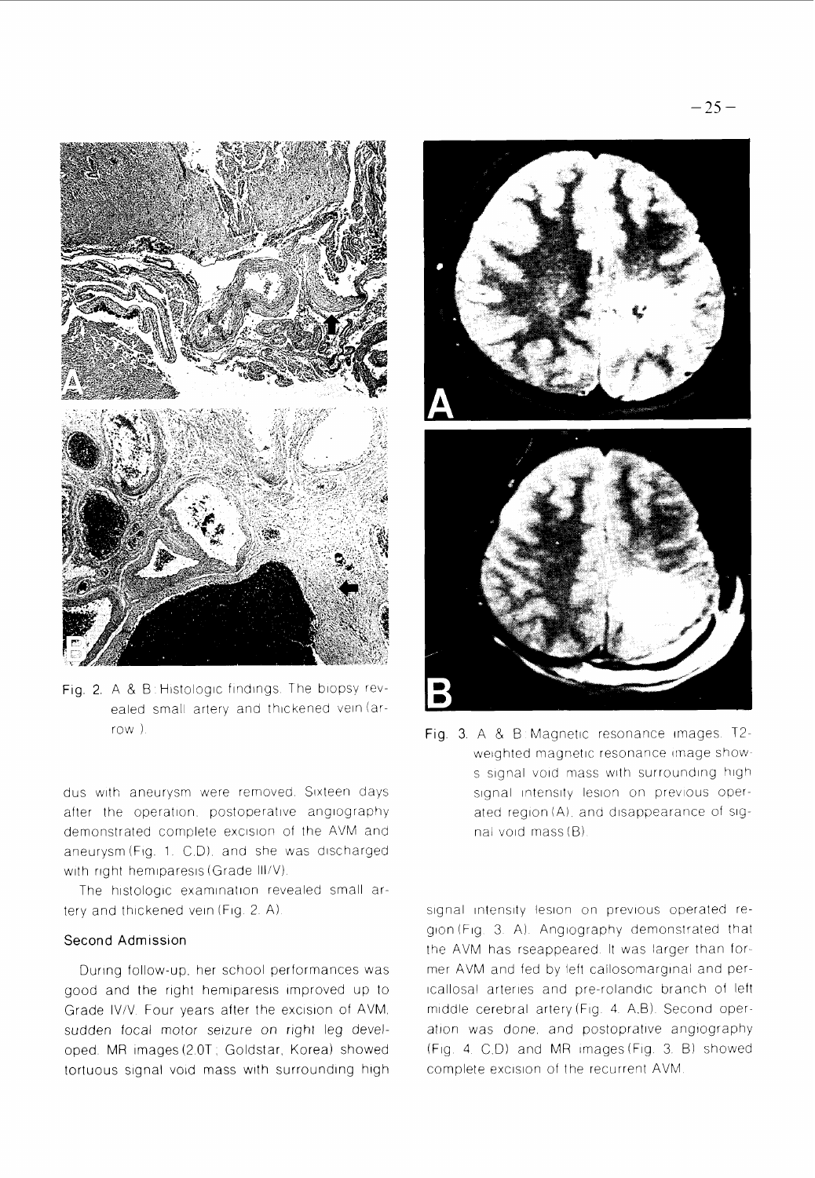Fig. 2. A & B : Histologic findings. The biopsy revealed small artery and thickened vein (arrow).

Fig. 3. A & B : Magnetic resonance images. T2-weighted magnetic resonance image shows signal void mass with surrounding high signal intensity lesion on previous operated region (A), and disappearance of signal void mass (B).

dus with aneurysm were removed. Sixteen days after the operation, postoperative angiography demonstrated complete excision of the AVM and aneurysm (Fig. 1. C,D), and she was discharged with right hemiparesis (Grade III/V).

The histologic examination revealed small artery and thickened vein (Fig. 2. A).

### Second Admission

During follow-up, her school performances was good and the right hemiparesis improved up to Grade IV/V. Four years after the excision of AVM, sudden focal motor seizure on right leg developed. MR images (2.0T ; Goldstar, Korea) showed tortuous signal void mass with surrounding high signal intensity lesion on previous operated region (Fig. 3. A). Angiography demonstrated that the AVM has rseappeared. It was larger than former AVM and fed by left callosomarginal and pericallosal arteries and pre-rolandic branch of left middle cerebral artery (Fig. 4. A,B). Second operation was done, and postoprative angiography (Fig. 4. C,D) and MR images (Fig. 3. B) showed complete excision of the recurrent AVM.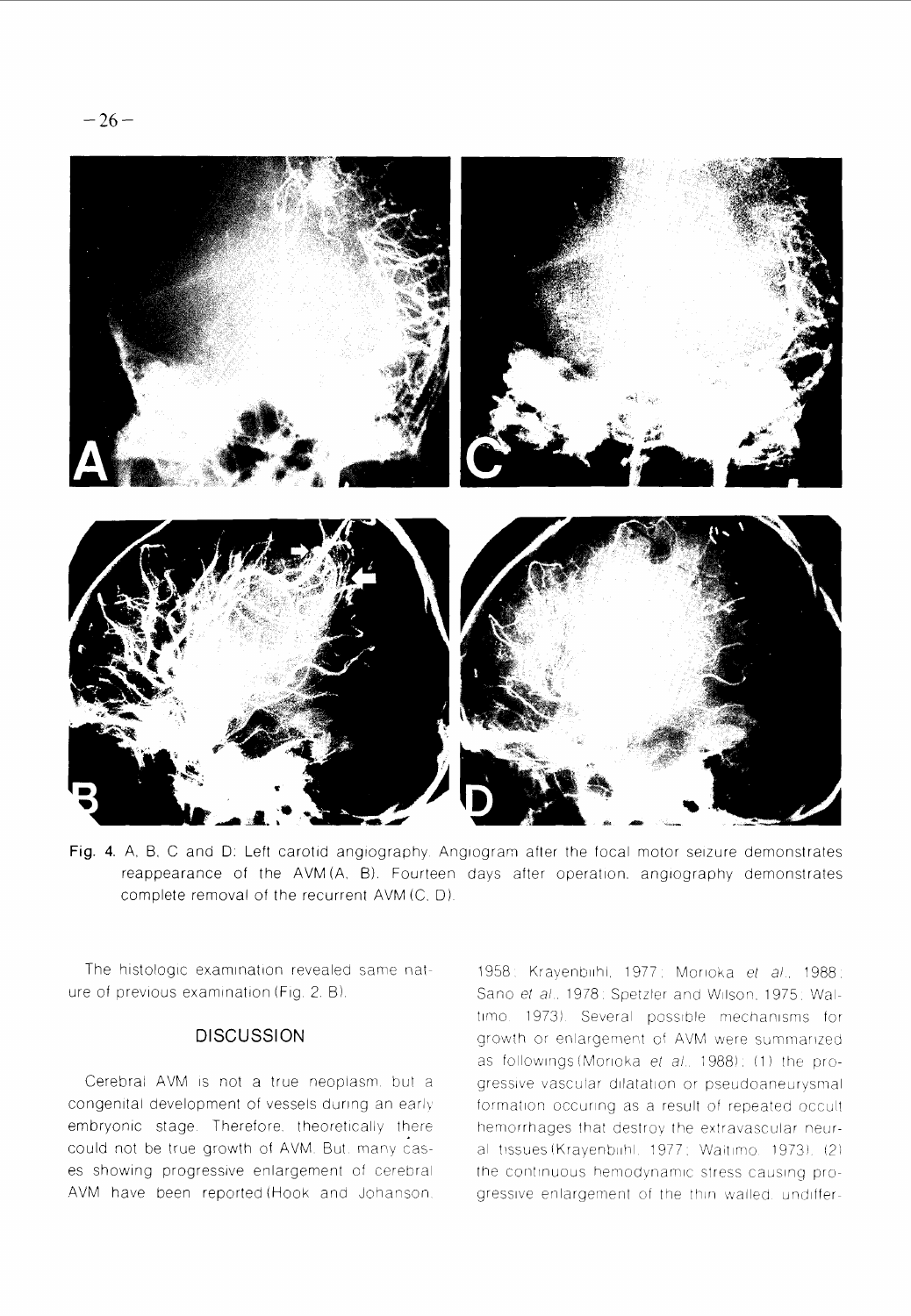Fig. 4. A, B, C and D: Left carotid angiography. Angiogram after the focal motor seizure demonstrates reappearance of the AVM (A, B). Fourteen days after operation, angiography demonstrates complete removal of the recurrent AVM (C, D).

The histologic examination revealed same nature of previous examination (Fig. 2. B).

## DISCUSSION

Cerebral AVM is not a true neoplasm, but a congenital development of vessels during an early embryonic stage. Therefore, theoretically there could not be true growth of AVM. But, many cases showing progressive enlargement of cerebral AVM have been reported (Hook and Johanson, 1958; Krayenbühl, 1977; Morioka *et al*., 1988; Sano *et al*., 1978; Spetzler and Wilson, 1975; Waltimo, 1973). Several possible mechanisms for growth or enlargement of AVM were summarized as followings (Morioka *et al*., 1988): (1) the progressive vascular dilatation or pseudoaneurysmal formation occuring as a result of repeated occult hemorrhages that destroy the extravascular neural tissues (Krayenbühl, 1977; Waltimo, 1973), (2) the continuous hemodynamic stress causing progressive enlargement of the thin walled, undiffer-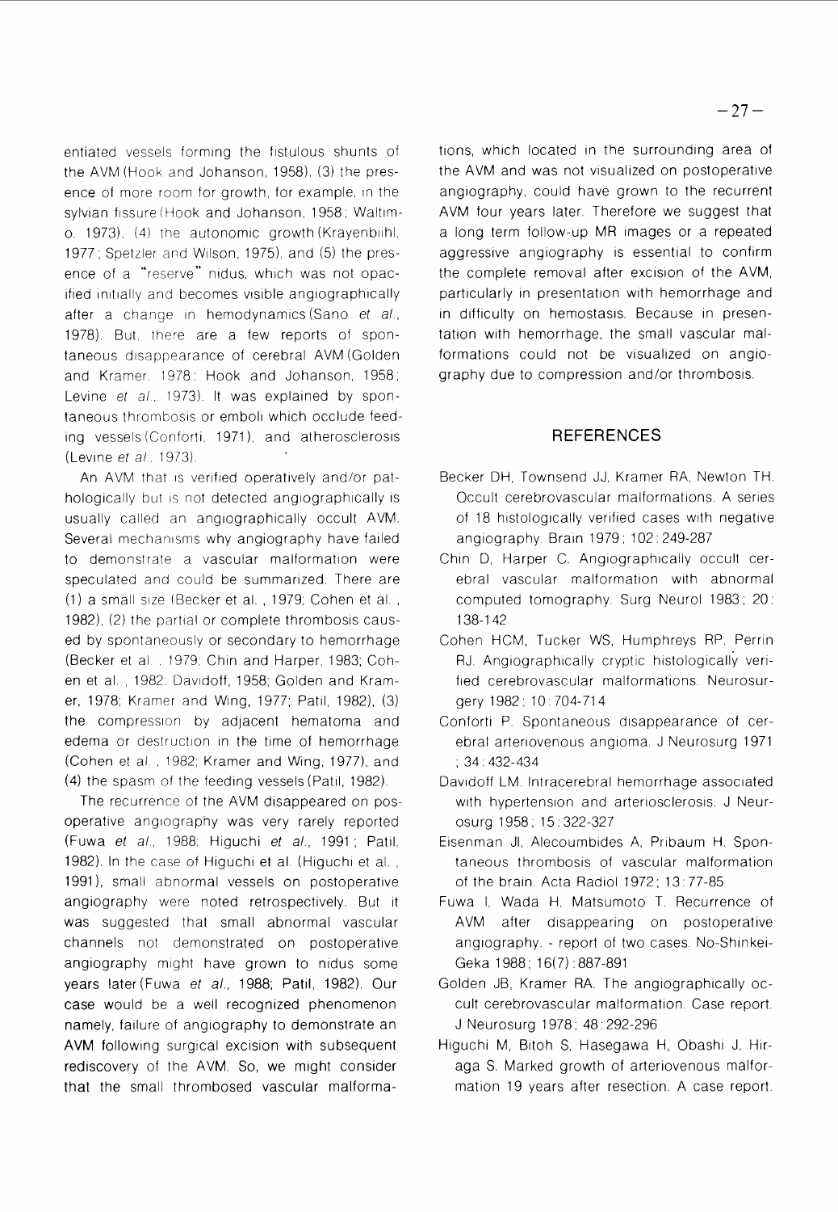entiated vessels forming the fistulous shunts of the AVM (Hook and Johanson, 1958), (3) the presence of more room for growth, for example, in the sylvian fissure (Hook and Johanson, 1958; Waltimo, 1973), (4) the autonomic growth (Krayenbiihl, 1977; Spetzler and Wilson, 1975), and (5) the presence of a "reserve" nidus, which was not opacified initially and becomes visible angiographically after a change in hemodynamics (Sano *et al.*, 1978). But, there are a few reports of spontaneous disappearance of cerebral AVM (Golden and Kramer, 1978; Hook and Johanson, 1958; Levine *et al.*, 1973). It was explained by spontaneous thrombosis or emboli which occlude feeding vessels (Conforti, 1971), and atherosclerosis (Levine *et al.*, 1973).

An AVM that is verified operatively and/or pathologically but is not detected angiographically is usually called an angiographically occult AVM. Several mechanisms why angiography have failed to demonstrate a vascular malformation were speculated and could be summarized. There are (1) a small size (Becker et al., 1979; Cohen et al., 1982), (2) the partial or complete thrombosis caused by spontaneously or secondary to hemorrhage (Becker et al., 1979; Chin and Harper, 1983; Cohen et al., 1982; Davidoff, 1958; Golden and Kramer, 1978; Kramer and Wing, 1977; Patil, 1982), (3) the compression by adjacent hematoma and edema or destruction in the time of hemorrhage (Cohen et al., 1982; Kramer and Wing, 1977), and (4) the spasm of the feeding vessels (Patil, 1982).

The recurrence of the AVM disappeared on posoperative angiography was very rarely reported (Fuwa *et al.*, 1988; Higuchi *et al.*, 1991; Patil, 1982). In the case of Higuchi et al. (Higuchi et al., 1991), small abnormal vessels on postoperative angiography were noted retrospectively. But it was suggested that small abnormal vascular channels not demonstrated on postoperative angiography might have grown to nidus some years later (Fuwa *et al.*, 1988; Patil, 1982). Our case would be a well recognized phenomenon namely, failure of angiography to demonstrate an AVM following surgical excision with subsequent rediscovery of the AVM. So, we might consider that the small thrombosed vascular malformations, which located in the surrounding area of the AVM and was not visualized on postoperative angiography, could have grown to the recurrent AVM four years later. Therefore we suggest that a long term follow-up MR images or a repeated aggressive angiography is essential to confirm the complete removal after excision of the AVM, particularly in presentation with hemorrhage and in difficulty on hemostasis. Because in presentation with hemorrhage, the small vascular malformations could not be visualized on angiography due to compression and/or thrombosis.

## REFERENCES

Becker DH, Townsend JJ, Kramer RA, Newton TH. Occult cerebrovascular malformations. A series of 18 histologically verified cases with negative angiography. Brain 1979; 102: 249-287

Chin D, Harper C. Angiographically occult cerebral vascular malformation with abnormal computed tomography. Surg Neurol 1983; 20: 138-142

Cohen HCM, Tucker WS, Humphreys RP, Perrin RJ. Angiographically cryptic histologically verified cerebrovascular malformations. Neurosurgery 1982; 10: 704-714

Conforti P. Spontaneous disappearance of cerebral arteriovenous angioma. J Neurosurg 1971; 34: 432-434

Davidoff LM. Intracerebral hemorrhage associated with hypertension and arteriosclerosis. J Neurosurg 1958; 15: 322-327

Eisenman JI, Alecoumbides A, Pribaum H. Spontaneous thrombosis of vascular malformation of the brain. Acta Radiol 1972; 13: 77-85

Fuwa I, Wada H, Matsumoto T. Recurrence of AVM after disappearing on postoperative angiography. - report of two cases. No-Shinkei-Geka 1988; 16(7): 887-891

Golden JB, Kramer RA. The angiographically occult cerebrovascular malformation. Case report. J Neurosurg 1978; 48: 292-296

Higuchi M, Bitoh S, Hasegawa H, Obashi J, Hiraga S. Marked growth of arteriovenous malformation 19 years after resection. A case report.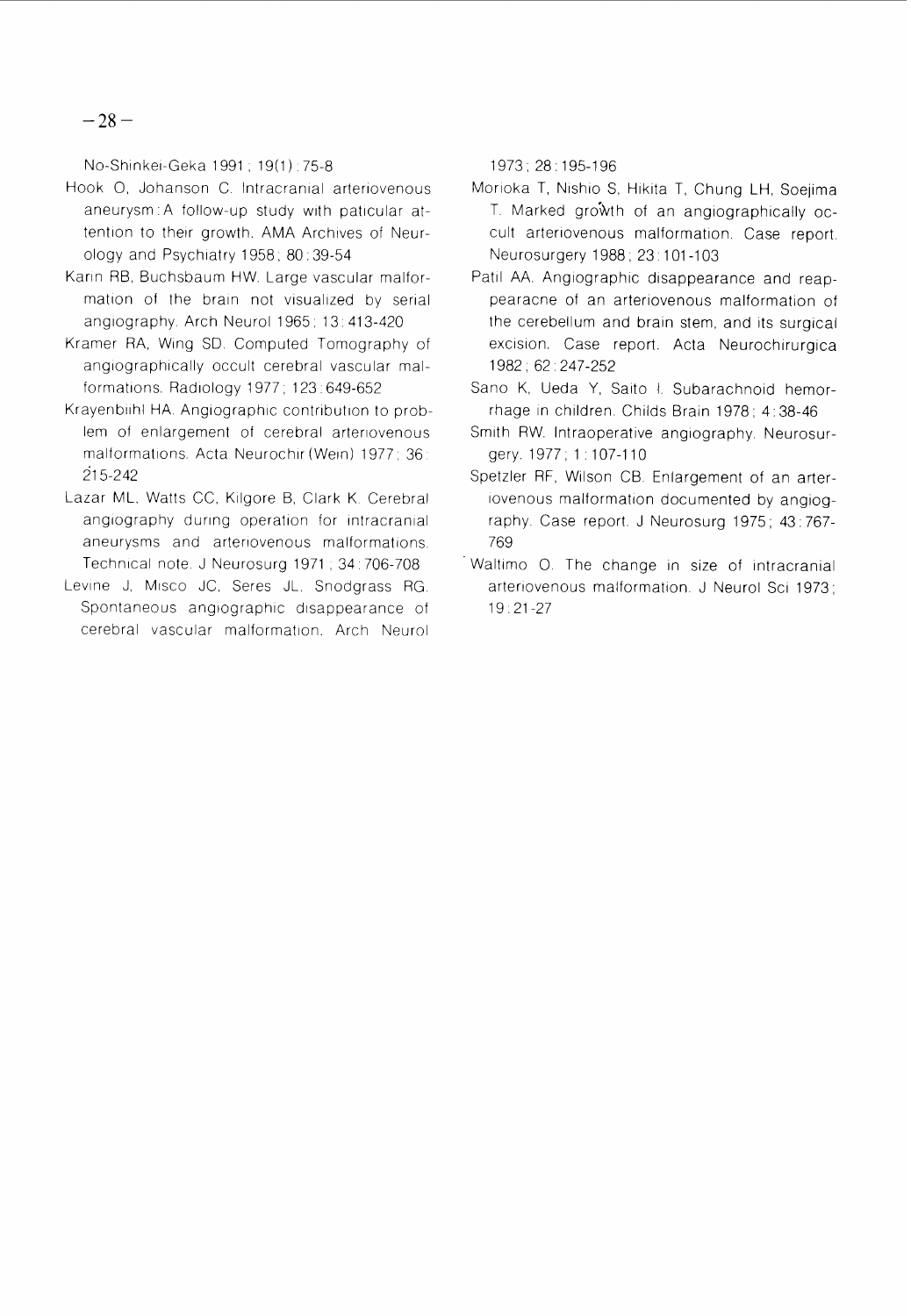No-Shinkei-Geka 1991 ; 19(1) : 75-8

Hook O, Johanson C. Intracranial arteriovenous aneurysm : A follow-up study with paticular attention to their growth. AMA Archives of Neurology and Psychiatry 1958 ; 80 : 39-54

Karin RB, Buchsbaum HW. Large vascular malformation of the brain not visualized by serial angiography. Arch Neurol 1965 ; 13 : 413-420

Kramer RA, Wing SD. Computed Tomography of angiographically occult cerebral vascular malformations. Radiology 1977 ; 123 : 649-652

Krayenbühl HA. Angiographic contribution to problem of enlargement of cerebral arteriovenous malformations. Acta Neurochir (Wein) 1977 ; 36 : 215-242

Lazar ML, Watts CC, Kilgore B, Clark K. Cerebral angiography during operation for intracranial aneurysms and arteriovenous malformations. Technical note. J Neurosurg 1971 ; 34 : 706-708

Levine J, Misco JC, Seres JL, Snodgrass RG. Spontaneous angiographic disappearance of cerebral vascular malformation. Arch Neurol 1973 ; 28 : 195-196

Morioka T, Nishio S, Hikita T, Chung LH, Soejima T. Marked growth of an angiographically occult arteriovenous malformation. Case report. Neurosurgery 1988 ; 23 : 101-103

Patil AA. Angiographic disappearance and reappearacne of an arteriovenous malformation of the cerebellum and brain stem, and its surgical excision. Case report. Acta Neurochirurgica 1982 ; 62 : 247-252

Sano K, Ueda Y, Saito I. Subarachnoid hemorrhage in children. Childs Brain 1978 ; 4 : 38-46

Smith RW. Intraoperative angiography. Neurosurgery. 1977 ; 1 : 107-110

Spetzler RF, Wilson CB. Enlargement of an arteriovenous malformation documented by angiography. Case report. J Neurosurg 1975 ; 43 : 767-769

Waltimo O. The change in size of intracranial arteriovenous malformation. J Neurol Sci 1973 ; 19 : 21-27